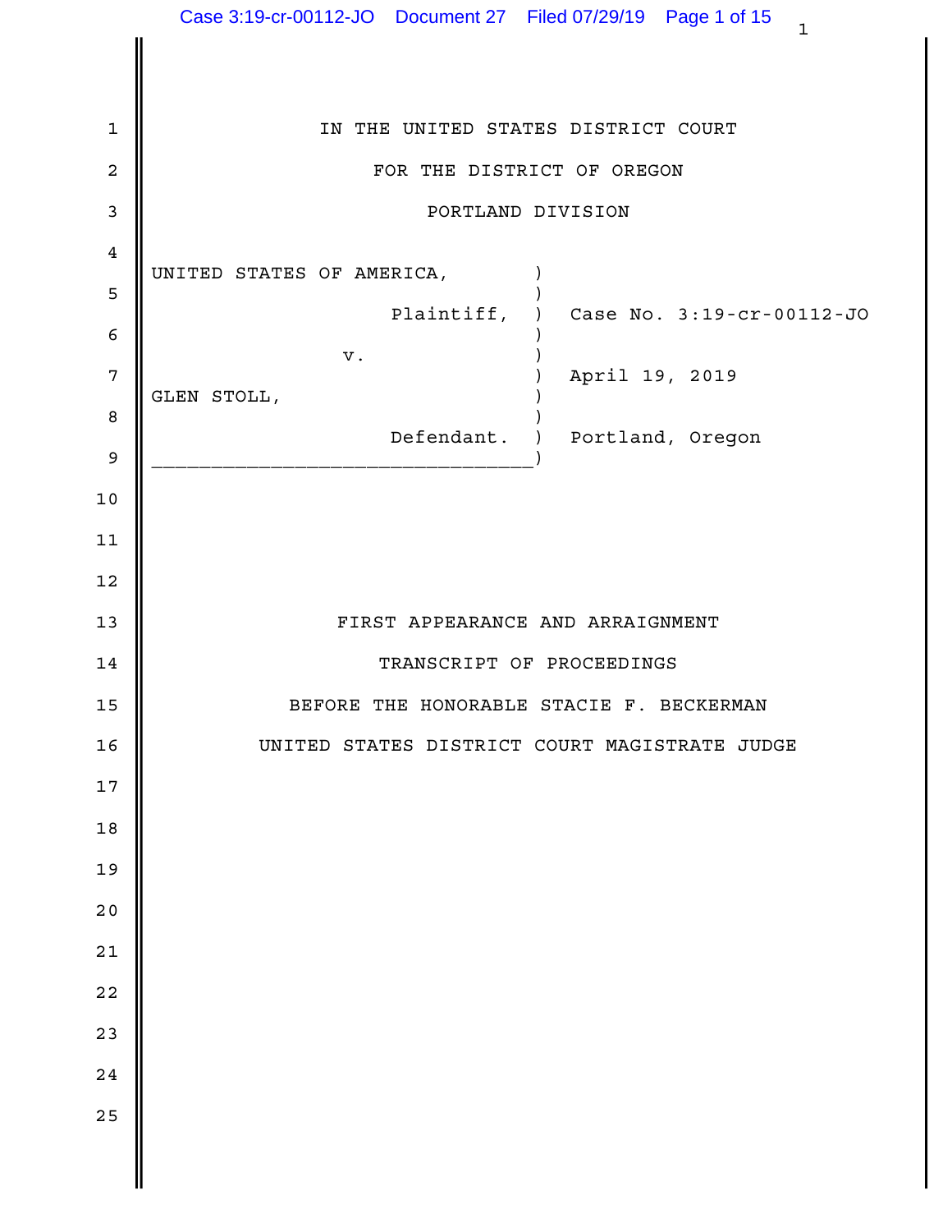IN THE UNITED STATES DISTRICT COURT

FOR THE DISTRICT OF OREGON

PORTLAND DIVISION

UNITED STATES OF AMERICA,
Plaintiff,

v.

GLEN STOLL,
Defendant.

Case No. 3:19-cr-00112-JO

April 19, 2019

Portland, Oregon

FIRST APPEARANCE AND ARRAIGNMENT

TRANSCRIPT OF PROCEEDINGS

BEFORE THE HONORABLE STACIE F. BECKERMAN

UNITED STATES DISTRICT COURT MAGISTRATE JUDGE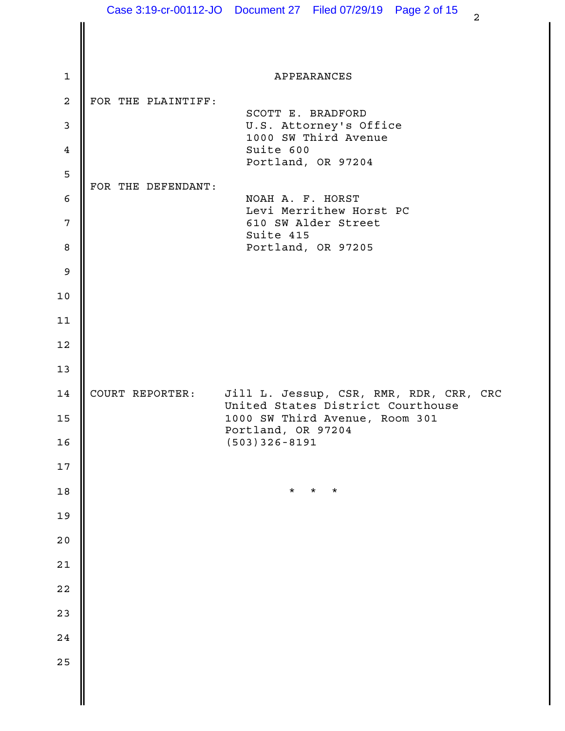# APPEARANCES

FOR THE PLAINTIFF:

SCOTT E. BRADFORD
U.S. Attorney's Office
1000 SW Third Avenue
Suite 600
Portland, OR 97204

FOR THE DEFENDANT:

NOAH A. F. HORST
Levi Merrithew Horst PC
610 SW Alder Street
Suite 415
Portland, OR 97205

COURT REPORTER:

Jill L. Jessup, CSR, RMR, RDR, CRR, CRC
United States District Courthouse
1000 SW Third Avenue, Room 301
Portland, OR 97204
(503)326-8191

\* \* \*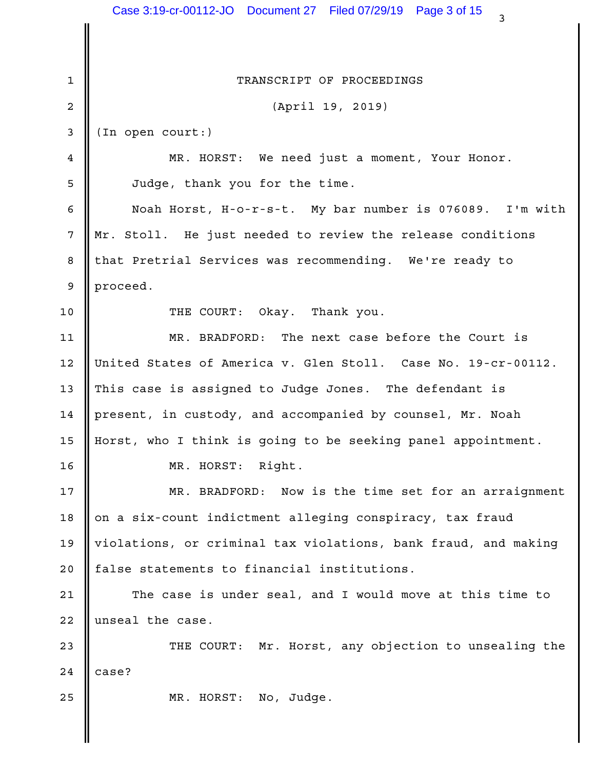TRANSCRIPT OF PROCEEDINGS

(April 19, 2019)

(In open court:)

MR. HORST: We need just a moment, Your Honor.

Judge, thank you for the time.

Noah Horst, H-o-r-s-t. My bar number is 076089. I'm with Mr. Stoll. He just needed to review the release conditions that Pretrial Services was recommending. We're ready to proceed.

THE COURT: Okay. Thank you.

MR. BRADFORD: The next case before the Court is United States of America v. Glen Stoll. Case No. 19-cr-00112. This case is assigned to Judge Jones. The defendant is present, in custody, and accompanied by counsel, Mr. Noah Horst, who I think is going to be seeking panel appointment.

MR. HORST: Right.

MR. BRADFORD: Now is the time set for an arraignment on a six-count indictment alleging conspiracy, tax fraud violations, or criminal tax violations, bank fraud, and making false statements to financial institutions.

The case is under seal, and I would move at this time to unseal the case.

THE COURT: Mr. Horst, any objection to unsealing the case?

MR. HORST: No, Judge.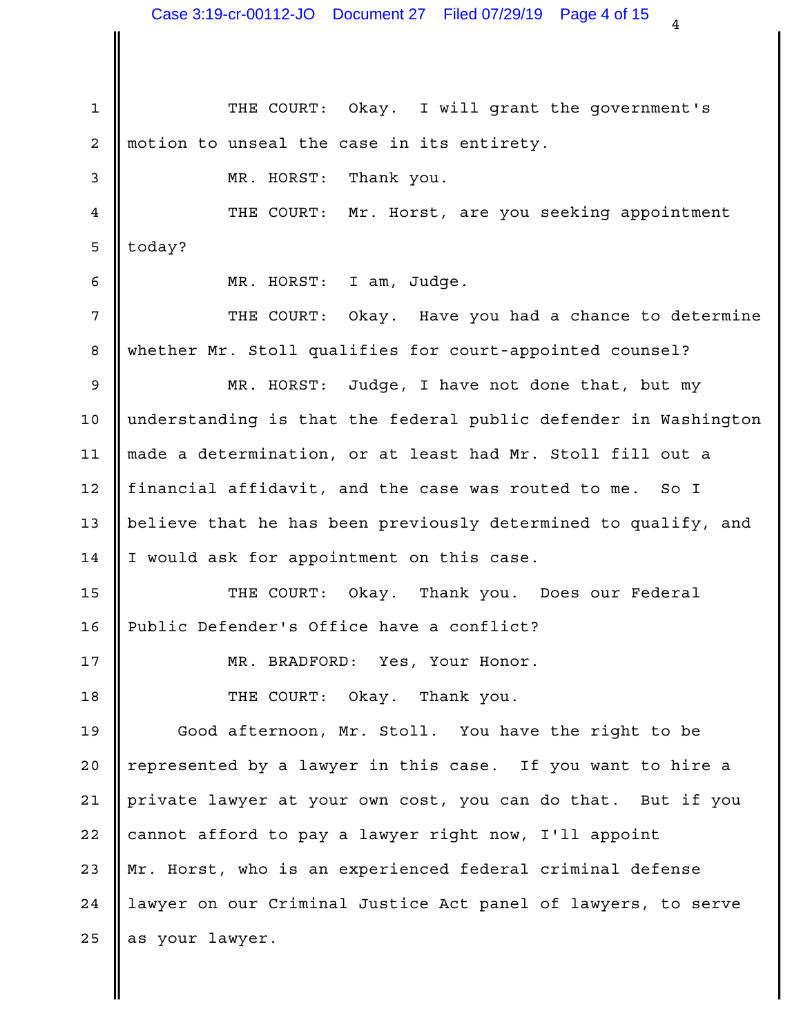THE COURT: Okay. I will grant the government's motion to unseal the case in its entirety.

MR. HORST: Thank you.

THE COURT: Mr. Horst, are you seeking appointment today?

MR. HORST: I am, Judge.

THE COURT: Okay. Have you had a chance to determine whether Mr. Stoll qualifies for court-appointed counsel?

MR. HORST: Judge, I have not done that, but my understanding is that the federal public defender in Washington made a determination, or at least had Mr. Stoll fill out a financial affidavit, and the case was routed to me. So I believe that he has been previously determined to qualify, and I would ask for appointment on this case.

THE COURT: Okay. Thank you. Does our Federal Public Defender's Office have a conflict?

MR. BRADFORD: Yes, Your Honor.

THE COURT: Okay. Thank you.

Good afternoon, Mr. Stoll. You have the right to be represented by a lawyer in this case. If you want to hire a private lawyer at your own cost, you can do that. But if you cannot afford to pay a lawyer right now, I'll appoint Mr. Horst, who is an experienced federal criminal defense lawyer on our Criminal Justice Act panel of lawyers, to serve as your lawyer.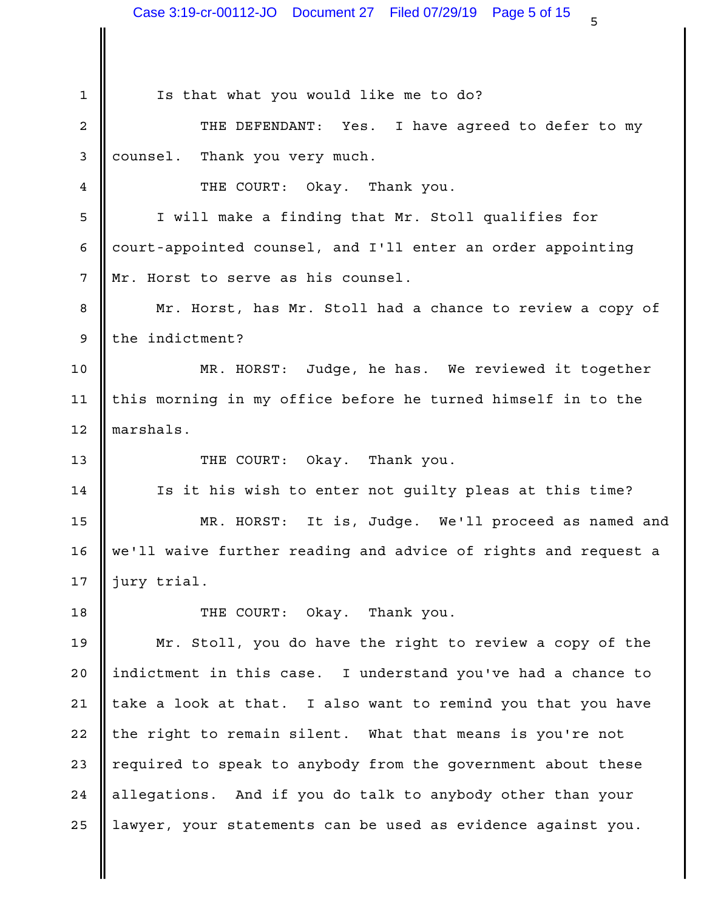Is that what you would like me to do?

THE DEFENDANT: Yes. I have agreed to defer to my counsel. Thank you very much.

THE COURT: Okay. Thank you.

I will make a finding that Mr. Stoll qualifies for court-appointed counsel, and I'll enter an order appointing Mr. Horst to serve as his counsel.

Mr. Horst, has Mr. Stoll had a chance to review a copy of the indictment?

MR. HORST: Judge, he has. We reviewed it together this morning in my office before he turned himself in to the marshals.

THE COURT: Okay. Thank you.

Is it his wish to enter not guilty pleas at this time?

MR. HORST: It is, Judge. We'll proceed as named and we'll waive further reading and advice of rights and request a jury trial.

THE COURT: Okay. Thank you.

Mr. Stoll, you do have the right to review a copy of the indictment in this case. I understand you've had a chance to take a look at that. I also want to remind you that you have the right to remain silent. What that means is you're not required to speak to anybody from the government about these allegations. And if you do talk to anybody other than your lawyer, your statements can be used as evidence against you.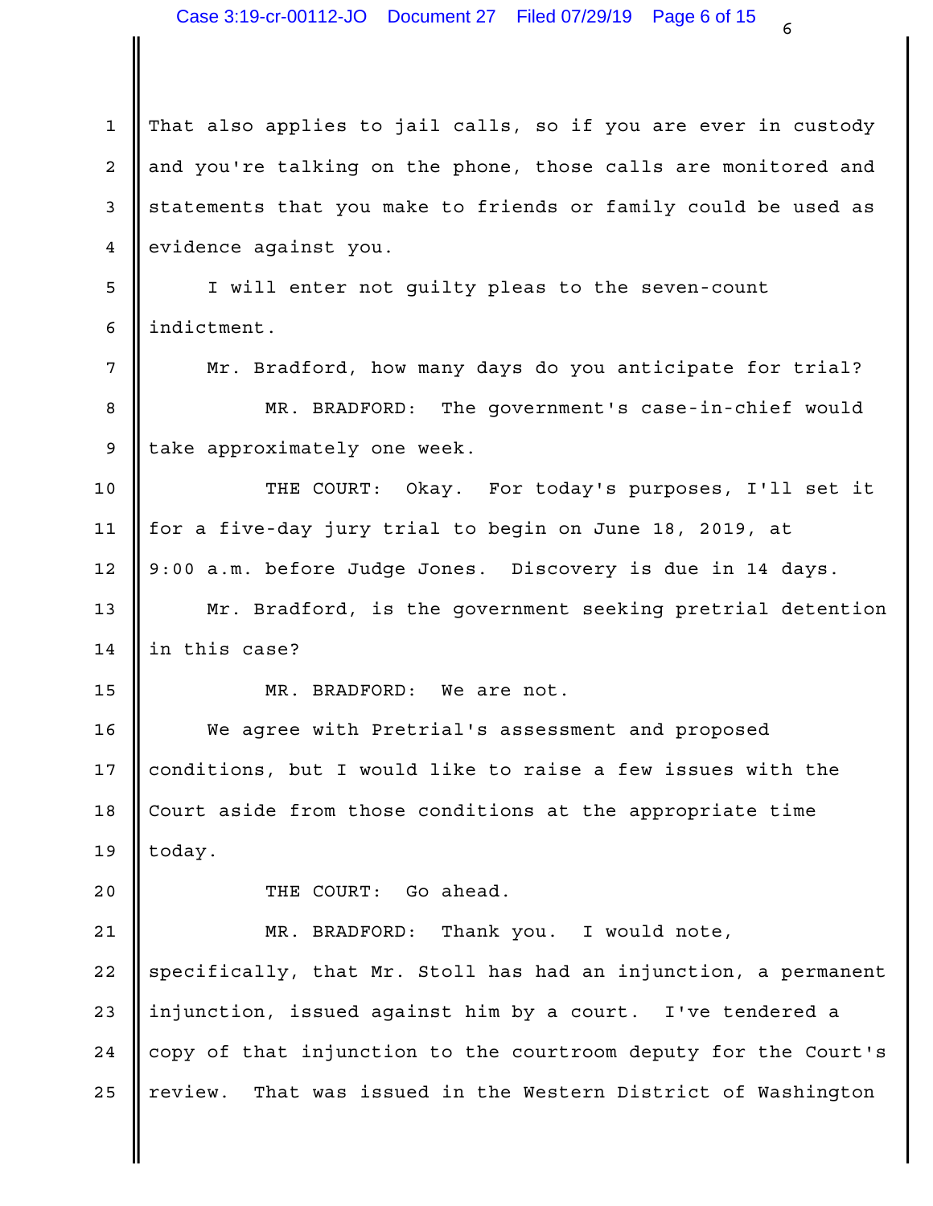That also applies to jail calls, so if you are ever in custody and you're talking on the phone, those calls are monitored and statements that you make to friends or family could be used as evidence against you.

I will enter not guilty pleas to the seven-count indictment.

Mr. Bradford, how many days do you anticipate for trial?

MR. BRADFORD: The government's case-in-chief would take approximately one week.

THE COURT: Okay. For today's purposes, I'll set it for a five-day jury trial to begin on June 18, 2019, at 9:00 a.m. before Judge Jones. Discovery is due in 14 days.

Mr. Bradford, is the government seeking pretrial detention in this case?

MR. BRADFORD: We are not.

We agree with Pretrial's assessment and proposed conditions, but I would like to raise a few issues with the Court aside from those conditions at the appropriate time today.

THE COURT: Go ahead.

MR. BRADFORD: Thank you. I would note, specifically, that Mr. Stoll has had an injunction, a permanent injunction, issued against him by a court. I've tendered a copy of that injunction to the courtroom deputy for the Court's review. That was issued in the Western District of Washington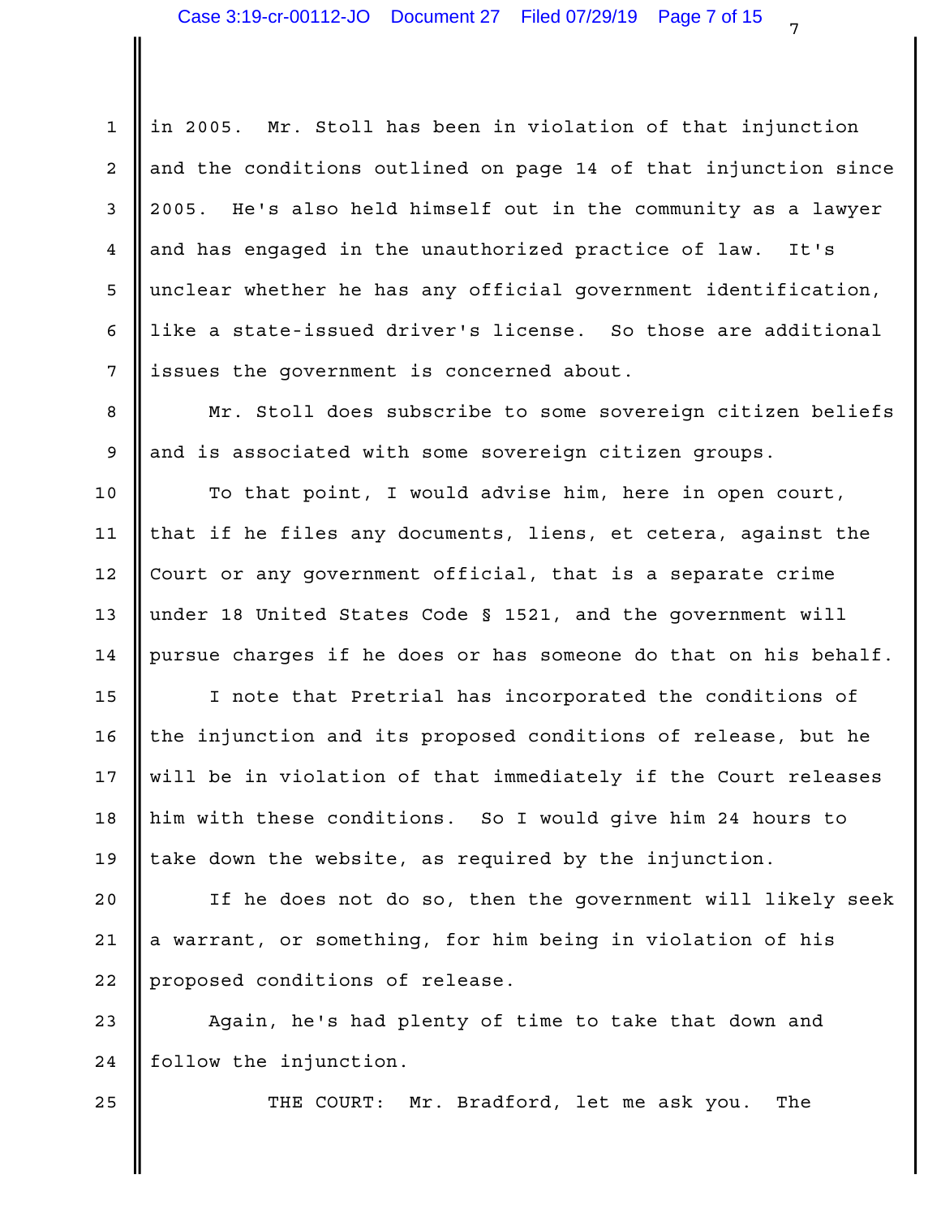in 2005. Mr. Stoll has been in violation of that injunction and the conditions outlined on page 14 of that injunction since 2005. He's also held himself out in the community as a lawyer and has engaged in the unauthorized practice of law. It's unclear whether he has any official government identification, like a state-issued driver's license. So those are additional issues the government is concerned about.

Mr. Stoll does subscribe to some sovereign citizen beliefs and is associated with some sovereign citizen groups.

To that point, I would advise him, here in open court, that if he files any documents, liens, et cetera, against the Court or any government official, that is a separate crime under 18 United States Code § 1521, and the government will pursue charges if he does or has someone do that on his behalf.

I note that Pretrial has incorporated the conditions of the injunction and its proposed conditions of release, but he will be in violation of that immediately if the Court releases him with these conditions. So I would give him 24 hours to take down the website, as required by the injunction.

If he does not do so, then the government will likely seek a warrant, or something, for him being in violation of his proposed conditions of release.

Again, he's had plenty of time to take that down and follow the injunction.

THE COURT: Mr. Bradford, let me ask you. The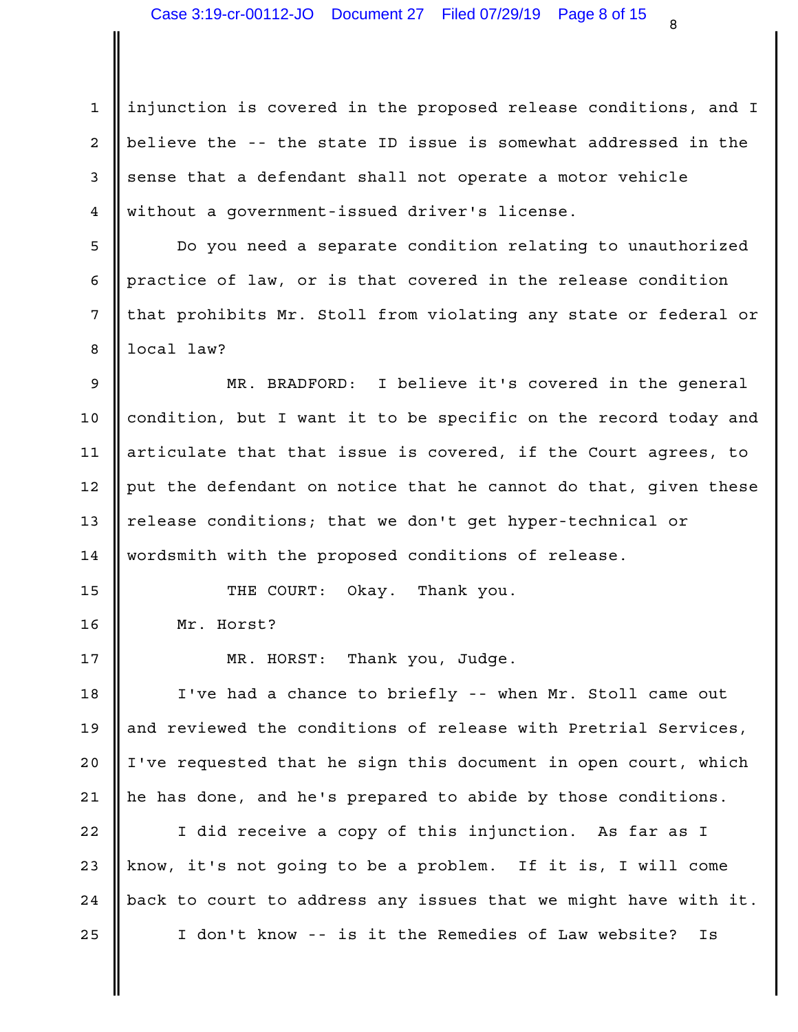injunction is covered in the proposed release conditions, and I believe the -- the state ID issue is somewhat addressed in the sense that a defendant shall not operate a motor vehicle without a government-issued driver's license.

Do you need a separate condition relating to unauthorized practice of law, or is that covered in the release condition that prohibits Mr. Stoll from violating any state or federal or local law?

MR. BRADFORD: I believe it's covered in the general condition, but I want it to be specific on the record today and articulate that that issue is covered, if the Court agrees, to put the defendant on notice that he cannot do that, given these release conditions; that we don't get hyper-technical or wordsmith with the proposed conditions of release.

THE COURT: Okay. Thank you.

Mr. Horst?

MR. HORST: Thank you, Judge.

I've had a chance to briefly -- when Mr. Stoll came out and reviewed the conditions of release with Pretrial Services, I've requested that he sign this document in open court, which he has done, and he's prepared to abide by those conditions.

I did receive a copy of this injunction. As far as I know, it's not going to be a problem. If it is, I will come back to court to address any issues that we might have with it.

I don't know -- is it the Remedies of Law website? Is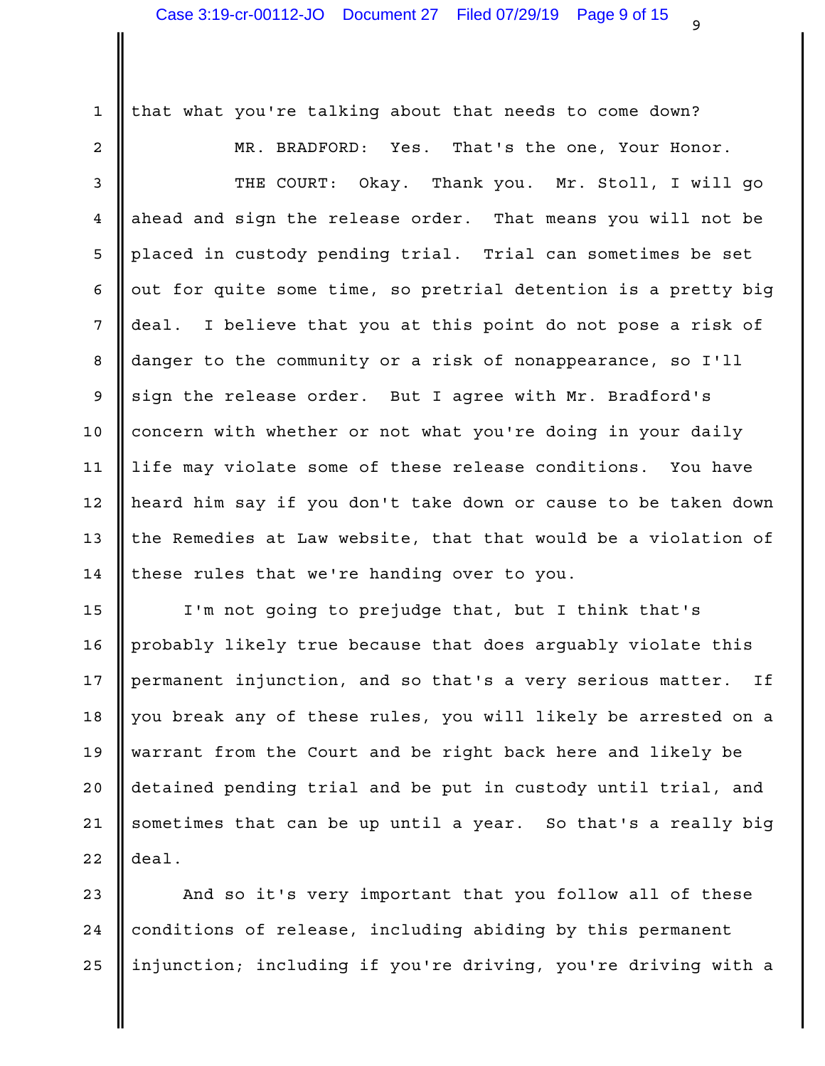that what you're talking about that needs to come down?

MR. BRADFORD: Yes. That's the one, Your Honor.

THE COURT: Okay. Thank you. Mr. Stoll, I will go ahead and sign the release order. That means you will not be placed in custody pending trial. Trial can sometimes be set out for quite some time, so pretrial detention is a pretty big deal. I believe that you at this point do not pose a risk of danger to the community or a risk of nonappearance, so I'll sign the release order. But I agree with Mr. Bradford's concern with whether or not what you're doing in your daily life may violate some of these release conditions. You have heard him say if you don't take down or cause to be taken down the Remedies at Law website, that that would be a violation of these rules that we're handing over to you.

I'm not going to prejudge that, but I think that's probably likely true because that does arguably violate this permanent injunction, and so that's a very serious matter. If you break any of these rules, you will likely be arrested on a warrant from the Court and be right back here and likely be detained pending trial and be put in custody until trial, and sometimes that can be up until a year. So that's a really big deal.

And so it's very important that you follow all of these conditions of release, including abiding by this permanent injunction; including if you're driving, you're driving with a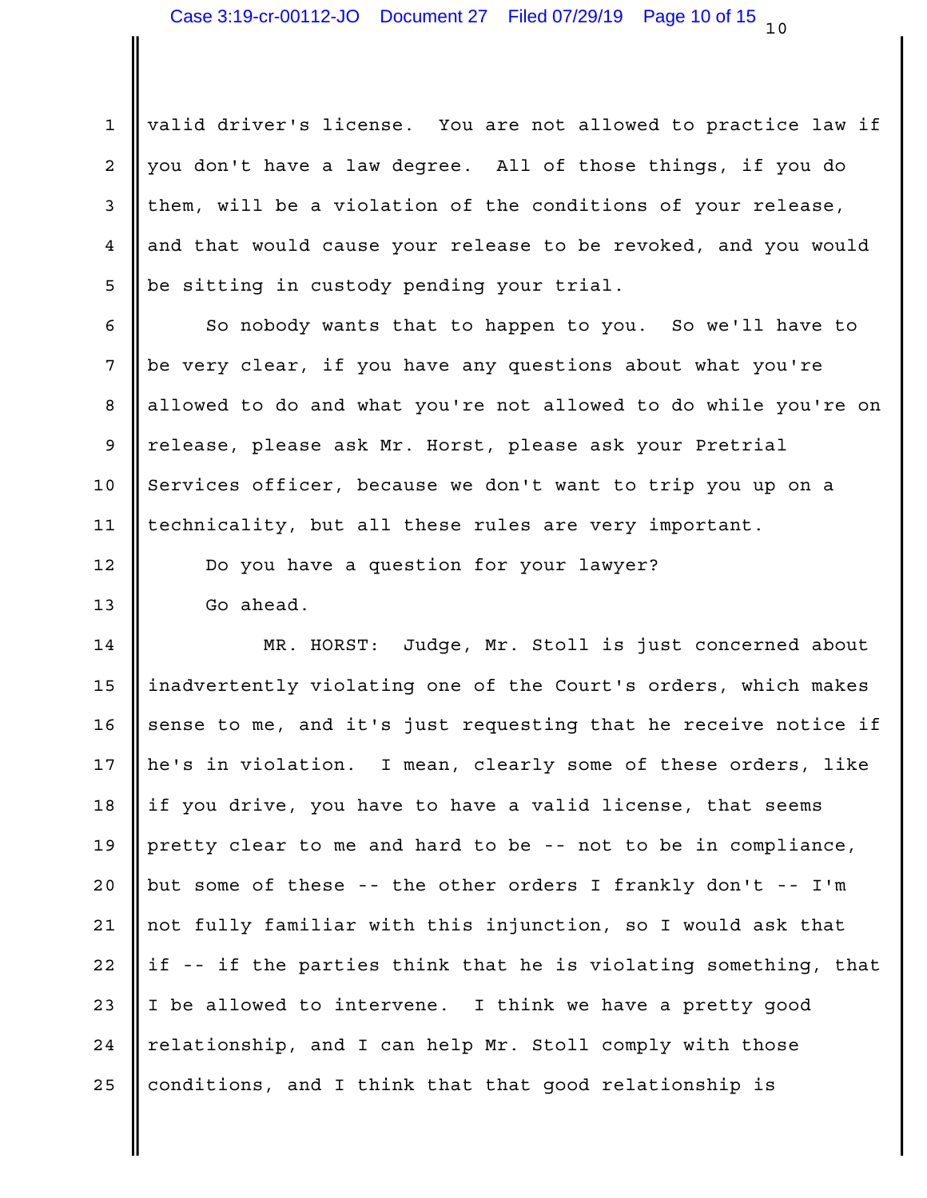valid driver's license. You are not allowed to practice law if you don't have a law degree. All of those things, if you do them, will be a violation of the conditions of your release, and that would cause your release to be revoked, and you would be sitting in custody pending your trial.

So nobody wants that to happen to you. So we'll have to be very clear, if you have any questions about what you're allowed to do and what you're not allowed to do while you're on release, please ask Mr. Horst, please ask your Pretrial Services officer, because we don't want to trip you up on a technicality, but all these rules are very important.

Do you have a question for your lawyer?

Go ahead.

MR. HORST: Judge, Mr. Stoll is just concerned about inadvertently violating one of the Court's orders, which makes sense to me, and it's just requesting that he receive notice if he's in violation. I mean, clearly some of these orders, like if you drive, you have to have a valid license, that seems pretty clear to me and hard to be -- not to be in compliance, but some of these -- the other orders I frankly don't -- I'm not fully familiar with this injunction, so I would ask that if -- if the parties think that he is violating something, that I be allowed to intervene. I think we have a pretty good relationship, and I can help Mr. Stoll comply with those conditions, and I think that that good relationship is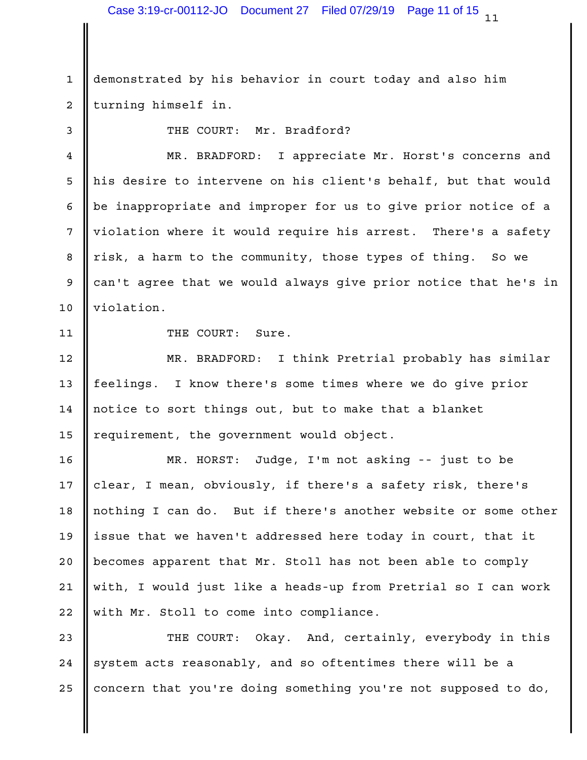demonstrated by his behavior in court today and also him turning himself in.

THE COURT: Mr. Bradford?

MR. BRADFORD: I appreciate Mr. Horst's concerns and his desire to intervene on his client's behalf, but that would be inappropriate and improper for us to give prior notice of a violation where it would require his arrest. There's a safety risk, a harm to the community, those types of thing. So we can't agree that we would always give prior notice that he's in violation.

THE COURT: Sure.

MR. BRADFORD: I think Pretrial probably has similar feelings. I know there's some times where we do give prior notice to sort things out, but to make that a blanket requirement, the government would object.

MR. HORST: Judge, I'm not asking -- just to be clear, I mean, obviously, if there's a safety risk, there's nothing I can do. But if there's another website or some other issue that we haven't addressed here today in court, that it becomes apparent that Mr. Stoll has not been able to comply with, I would just like a heads-up from Pretrial so I can work with Mr. Stoll to come into compliance.

THE COURT: Okay. And, certainly, everybody in this system acts reasonably, and so oftentimes there will be a concern that you're doing something you're not supposed to do,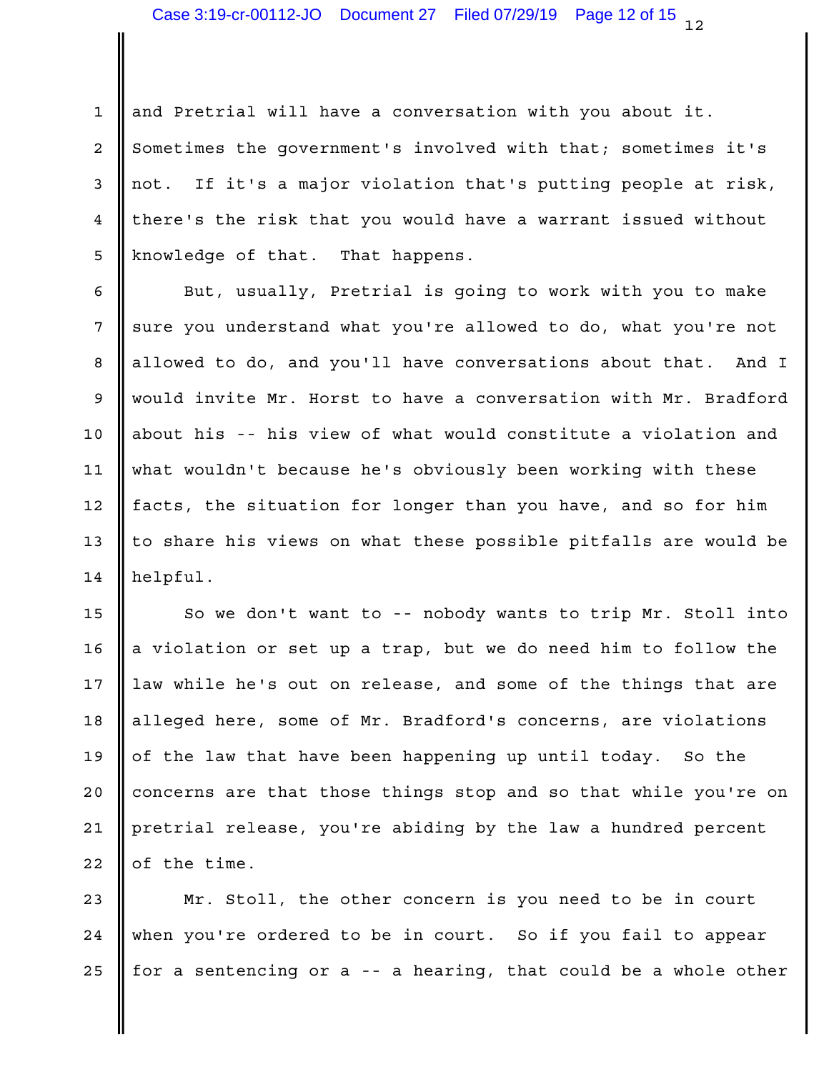and Pretrial will have a conversation with you about it. Sometimes the government's involved with that; sometimes it's not. If it's a major violation that's putting people at risk, there's the risk that you would have a warrant issued without knowledge of that. That happens.

But, usually, Pretrial is going to work with you to make sure you understand what you're allowed to do, what you're not allowed to do, and you'll have conversations about that. And I would invite Mr. Horst to have a conversation with Mr. Bradford about his -- his view of what would constitute a violation and what wouldn't because he's obviously been working with these facts, the situation for longer than you have, and so for him to share his views on what these possible pitfalls are would be helpful.

So we don't want to -- nobody wants to trip Mr. Stoll into a violation or set up a trap, but we do need him to follow the law while he's out on release, and some of the things that are alleged here, some of Mr. Bradford's concerns, are violations of the law that have been happening up until today. So the concerns are that those things stop and so that while you're on pretrial release, you're abiding by the law a hundred percent of the time.

Mr. Stoll, the other concern is you need to be in court when you're ordered to be in court. So if you fail to appear for a sentencing or a -- a hearing, that could be a whole other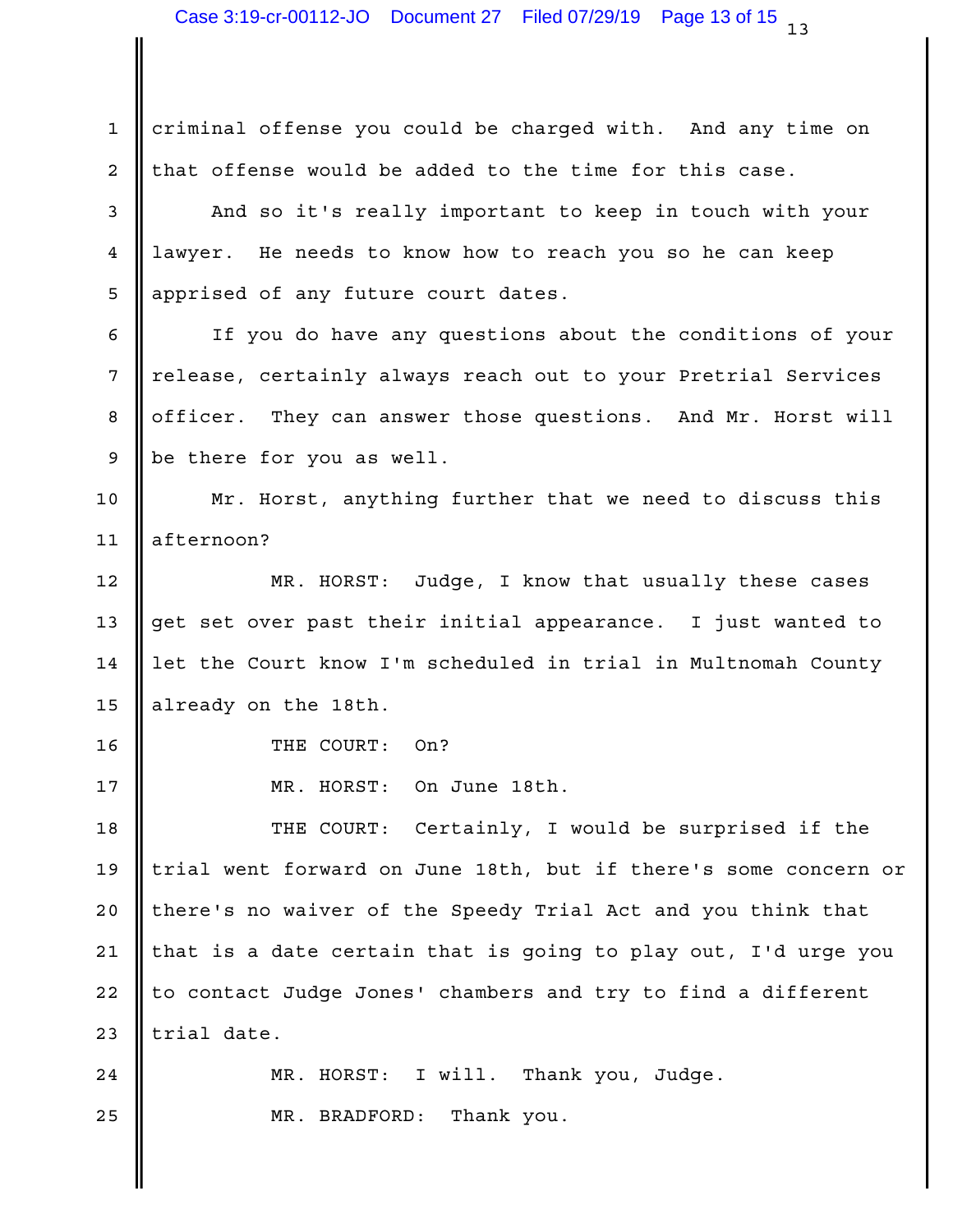criminal offense you could be charged with. And any time on that offense would be added to the time for this case.

And so it's really important to keep in touch with your lawyer. He needs to know how to reach you so he can keep apprised of any future court dates.

If you do have any questions about the conditions of your release, certainly always reach out to your Pretrial Services officer. They can answer those questions. And Mr. Horst will be there for you as well.

Mr. Horst, anything further that we need to discuss this afternoon?

MR. HORST: Judge, I know that usually these cases get set over past their initial appearance. I just wanted to let the Court know I'm scheduled in trial in Multnomah County already on the 18th.

THE COURT: On?

MR. HORST: On June 18th.

THE COURT: Certainly, I would be surprised if the trial went forward on June 18th, but if there's some concern or there's no waiver of the Speedy Trial Act and you think that that is a date certain that is going to play out, I'd urge you to contact Judge Jones' chambers and try to find a different trial date.

MR. HORST: I will. Thank you, Judge.

MR. BRADFORD: Thank you.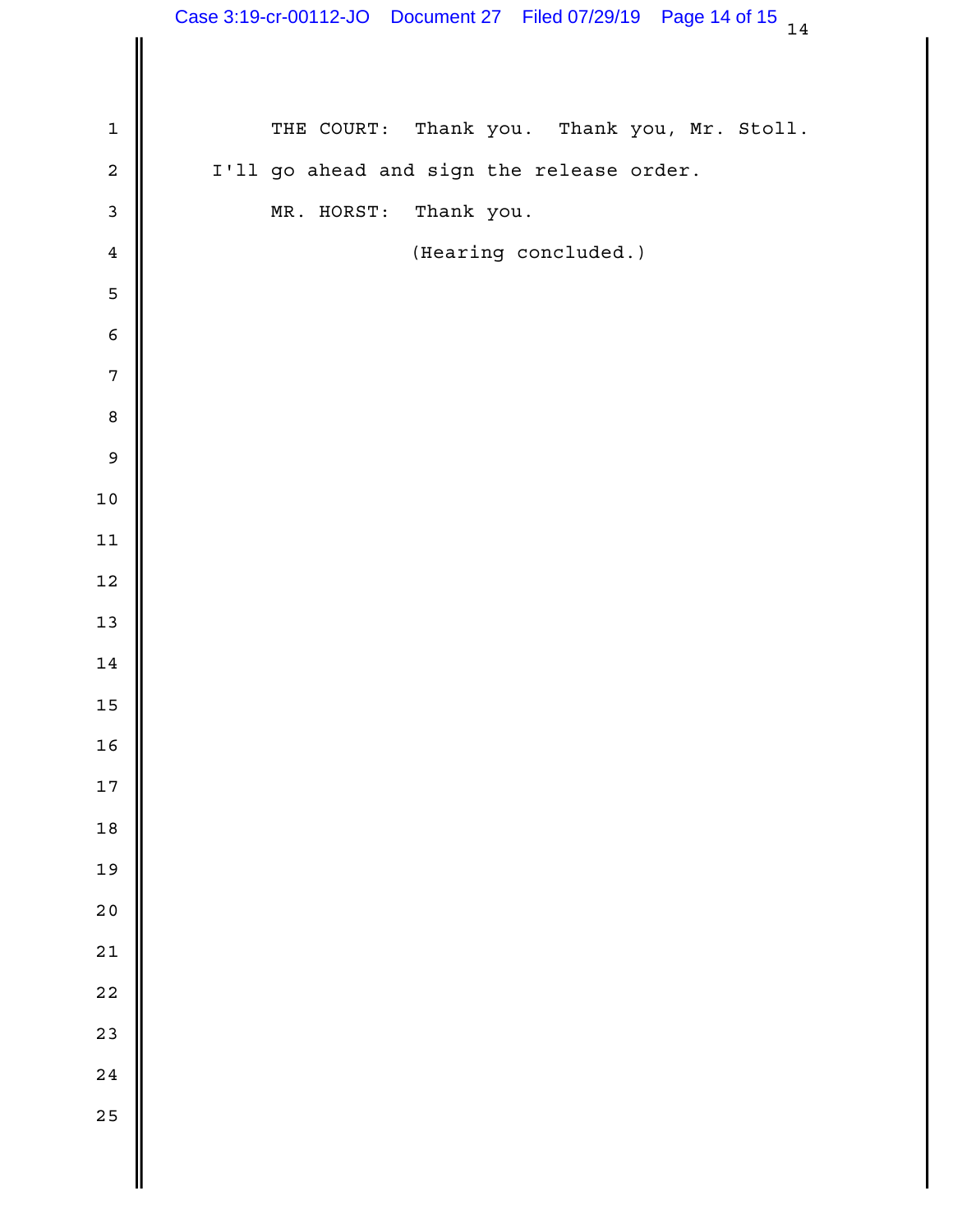THE COURT: Thank you. Thank you, Mr. Stoll. I'll go ahead and sign the release order.

MR. HORST: Thank you.

(Hearing concluded.)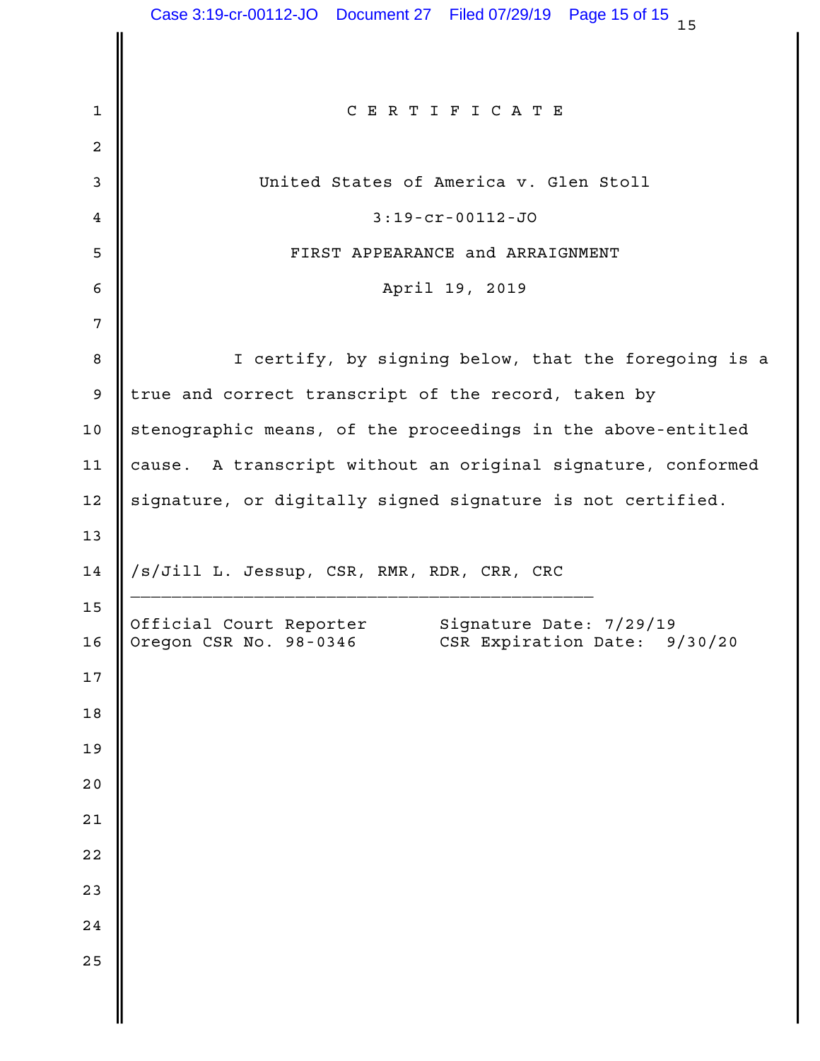# C E R T I F I C A T E

United States of America v. Glen Stoll

3:19-cr-00112-JO

FIRST APPEARANCE and ARRAIGNMENT

April 19, 2019

I certify, by signing below, that the foregoing is a true and correct transcript of the record, taken by stenographic means, of the proceedings in the above-entitled cause. A transcript without an original signature, conformed signature, or digitally signed signature is not certified.

/s/Jill L. Jessup, CSR, RMR, RDR, CRR, CRC

______________________________________________

Official Court Reporter — Signature Date: 7/29/19

Oregon CSR No. 98-0346 — CSR Expiration Date: 9/30/20